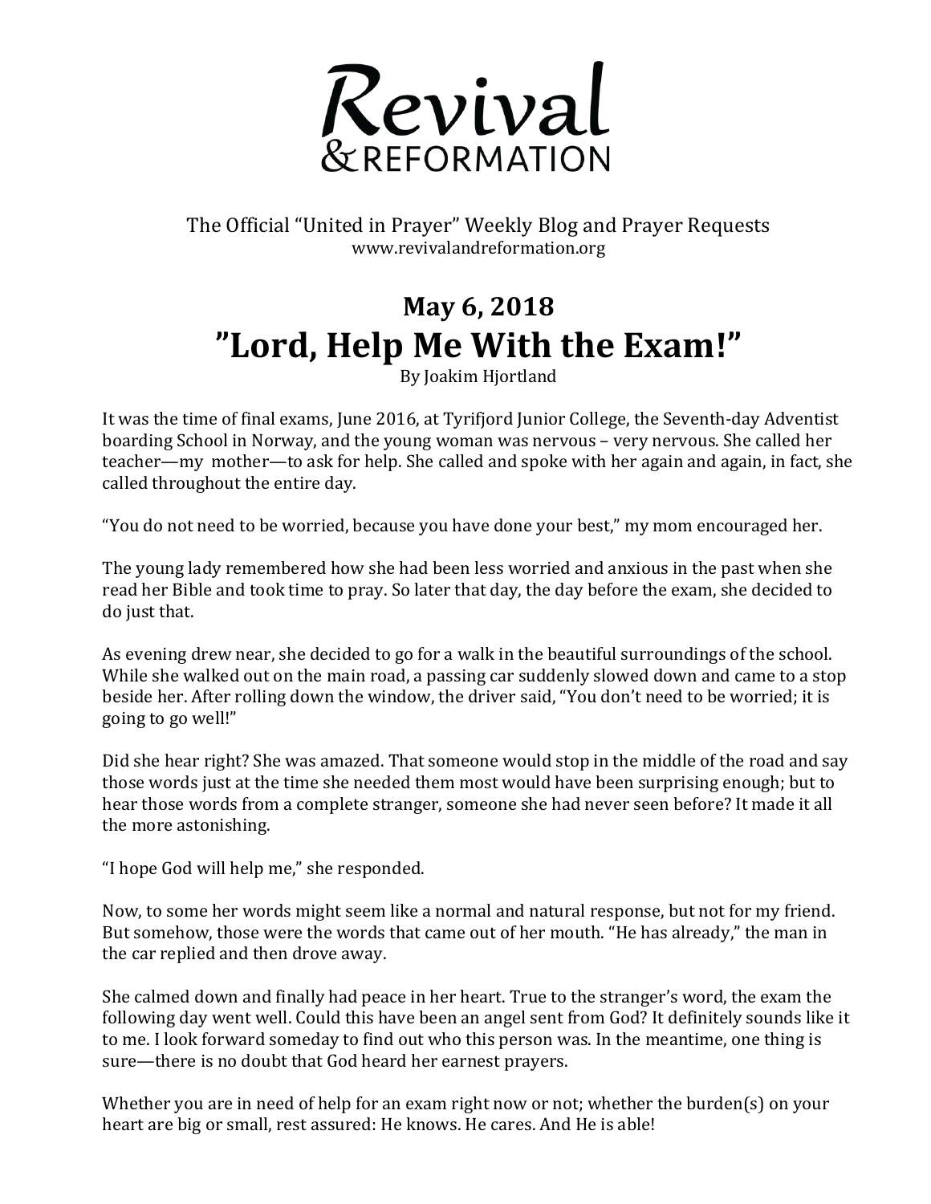# Revival & REFORMATION

The Official "United in Prayer" Weekly Blog and Prayer Requests
www.revivalandreformation.org

## May 6, 2018

# "Lord, Help Me With the Exam!"

By Joakim Hjortland

It was the time of final exams, June 2016, at Tyrifjord Junior College, the Seventh-day Adventist boarding School in Norway, and the young woman was nervous – very nervous. She called her teacher—my mother—to ask for help. She called and spoke with her again and again, in fact, she called throughout the entire day.

"You do not need to be worried, because you have done your best," my mom encouraged her.

The young lady remembered how she had been less worried and anxious in the past when she read her Bible and took time to pray. So later that day, the day before the exam, she decided to do just that.

As evening drew near, she decided to go for a walk in the beautiful surroundings of the school. While she walked out on the main road, a passing car suddenly slowed down and came to a stop beside her. After rolling down the window, the driver said, "You don't need to be worried; it is going to go well!"

Did she hear right? She was amazed. That someone would stop in the middle of the road and say those words just at the time she needed them most would have been surprising enough; but to hear those words from a complete stranger, someone she had never seen before? It made it all the more astonishing.

"I hope God will help me," she responded.

Now, to some her words might seem like a normal and natural response, but not for my friend. But somehow, those were the words that came out of her mouth. "He has already," the man in the car replied and then drove away.

She calmed down and finally had peace in her heart. True to the stranger's word, the exam the following day went well. Could this have been an angel sent from God? It definitely sounds like it to me. I look forward someday to find out who this person was. In the meantime, one thing is sure—there is no doubt that God heard her earnest prayers.

Whether you are in need of help for an exam right now or not; whether the burden(s) on your heart are big or small, rest assured: He knows. He cares. And He is able!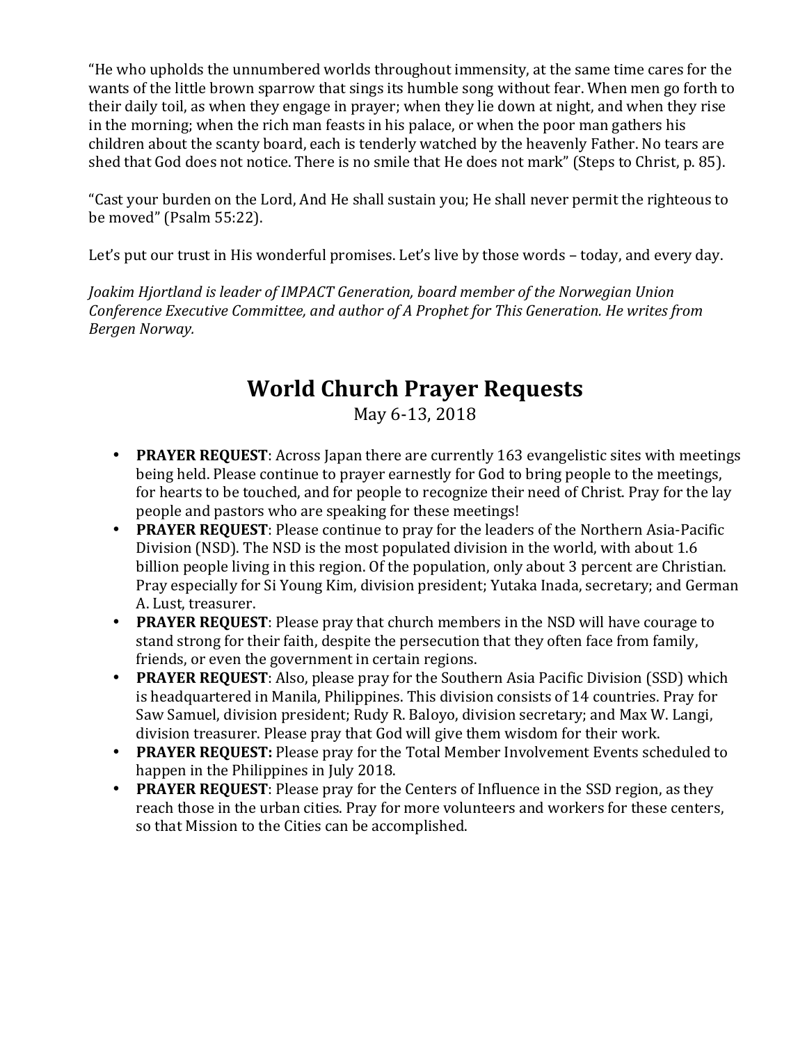"He who upholds the unnumbered worlds throughout immensity, at the same time cares for the wants of the little brown sparrow that sings its humble song without fear. When men go forth to their daily toil, as when they engage in prayer; when they lie down at night, and when they rise in the morning; when the rich man feasts in his palace, or when the poor man gathers his children about the scanty board, each is tenderly watched by the heavenly Father. No tears are shed that God does not notice. There is no smile that He does not mark" (Steps to Christ, p. 85).

"Cast your burden on the Lord, And He shall sustain you; He shall never permit the righteous to be moved" (Psalm 55:22).

Let's put our trust in His wonderful promises. Let's live by those words – today, and every day.

*Joakim Hjortland is leader of IMPACT Generation, board member of the Norwegian Union Conference Executive Committee, and author of A Prophet for This Generation. He writes from Bergen Norway.*

# World Church Prayer Requests

May 6-13, 2018

- **PRAYER REQUEST**: Across Japan there are currently 163 evangelistic sites with meetings being held. Please continue to prayer earnestly for God to bring people to the meetings, for hearts to be touched, and for people to recognize their need of Christ. Pray for the lay people and pastors who are speaking for these meetings!
- **PRAYER REQUEST**: Please continue to pray for the leaders of the Northern Asia-Pacific Division (NSD). The NSD is the most populated division in the world, with about 1.6 billion people living in this region. Of the population, only about 3 percent are Christian. Pray especially for Si Young Kim, division president; Yutaka Inada, secretary; and German A. Lust, treasurer.
- **PRAYER REQUEST**: Please pray that church members in the NSD will have courage to stand strong for their faith, despite the persecution that they often face from family, friends, or even the government in certain regions.
- **PRAYER REQUEST**: Also, please pray for the Southern Asia Pacific Division (SSD) which is headquartered in Manila, Philippines. This division consists of 14 countries. Pray for Saw Samuel, division president; Rudy R. Baloyo, division secretary; and Max W. Langi, division treasurer. Please pray that God will give them wisdom for their work.
- **PRAYER REQUEST:** Please pray for the Total Member Involvement Events scheduled to happen in the Philippines in July 2018.
- **PRAYER REQUEST**: Please pray for the Centers of Influence in the SSD region, as they reach those in the urban cities. Pray for more volunteers and workers for these centers, so that Mission to the Cities can be accomplished.